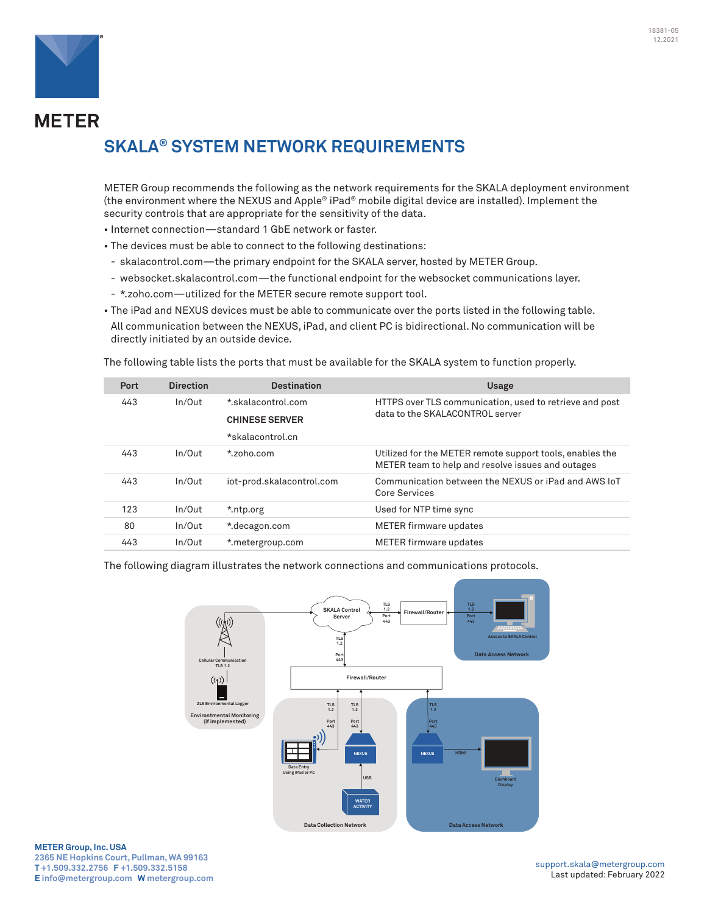METER

# SKALA® SYSTEM NETWORK REQUIREMENTS

METER Group recommends the following as the network requirements for the SKALA deployment environment (the environment where the NEXUS and Apple® iPad® mobile digital device are installed). Implement the security controls that are appropriate for the sensitivity of the data.

- Internet connection—standard 1 GbE network or faster.
- The devices must be able to connect to the following destinations:
  - skalacontrol.com—the primary endpoint for the SKALA server, hosted by METER Group.
  - websocket.skalacontrol.com—the functional endpoint for the websocket communications layer.
  - *.zoho.com—utilized for the METER secure remote support tool.
- The iPad and NEXUS devices must be able to communicate over the ports listed in the following table.

  All communication between the NEXUS, iPad, and client PC is bidirectional. No communication will be directly initiated by an outside device.

The following table lists the ports that must be available for the SKALA system to function properly.

| Port | Direction | Destination | Usage |
|---|---|---|---|
| 443 | In/Out | *.skalacontrol.com<br>**CHINESE SERVER**<br>*skalacontrol.cn | HTTPS over TLS communication, used to retrieve and post data to the SKALACONTROL server |
| 443 | In/Out | *.zoho.com | Utilized for the METER remote support tools, enables the METER team to help and resolve issues and outages |
| 443 | In/Out | iot-prod.skalacontrol.com | Communication between the NEXUS or iPad and AWS IoT Core Services |
| 123 | In/Out | *.ntp.org | Used for NTP time sync |
| 80 | In/Out | *.decagon.com | METER firmware updates |
| 443 | In/Out | *.metergroup.com | METER firmware updates |

The following diagram illustrates the network connections and communications protocols.

**METER Group, Inc. USA**
2365 NE Hopkins Court, Pullman, WA 99163
T +1.509.332.2756 F +1.509.332.5158
E info@metergroup.com W metergroup.com

support.skala@metergroup.com
Last updated: February 2022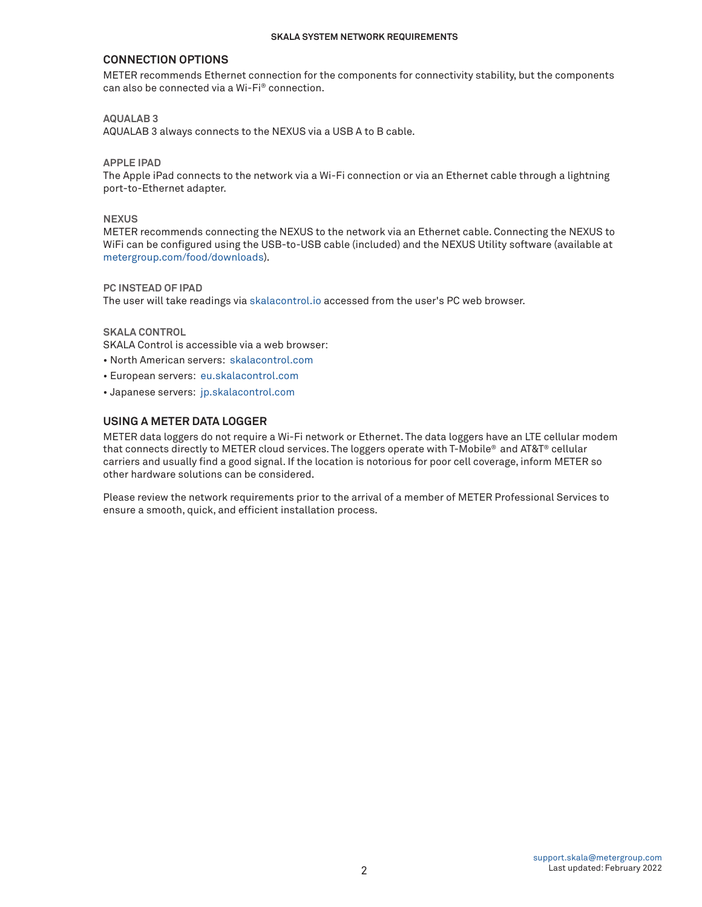## CONNECTION OPTIONS

METER recommends Ethernet connection for the components for connectivity stability, but the components can also be connected via a Wi-Fi® connection.

### AQUALAB 3

AQUALAB 3 always connects to the NEXUS via a USB A to B cable.

### APPLE IPAD

The Apple iPad connects to the network via a Wi-Fi connection or via an Ethernet cable through a lightning port-to-Ethernet adapter.

### NEXUS

METER recommends connecting the NEXUS to the network via an Ethernet cable. Connecting the NEXUS to WiFi can be configured using the USB-to-USB cable (included) and the NEXUS Utility software (available at metergroup.com/food/downloads).

### PC INSTEAD OF IPAD

The user will take readings via skalacontrol.io accessed from the user's PC web browser.

### SKALA CONTROL

SKALA Control is accessible via a web browser:

- North American servers: skalacontrol.com
- European servers: eu.skalacontrol.com
- Japanese servers: jp.skalacontrol.com

## USING A METER DATA LOGGER

METER data loggers do not require a Wi-Fi network or Ethernet. The data loggers have an LTE cellular modem that connects directly to METER cloud services. The loggers operate with T-Mobile® and AT&T® cellular carriers and usually find a good signal. If the location is notorious for poor cell coverage, inform METER so other hardware solutions can be considered.

Please review the network requirements prior to the arrival of a member of METER Professional Services to ensure a smooth, quick, and efficient installation process.

support.skala@metergroup.com
Last updated: February 2022